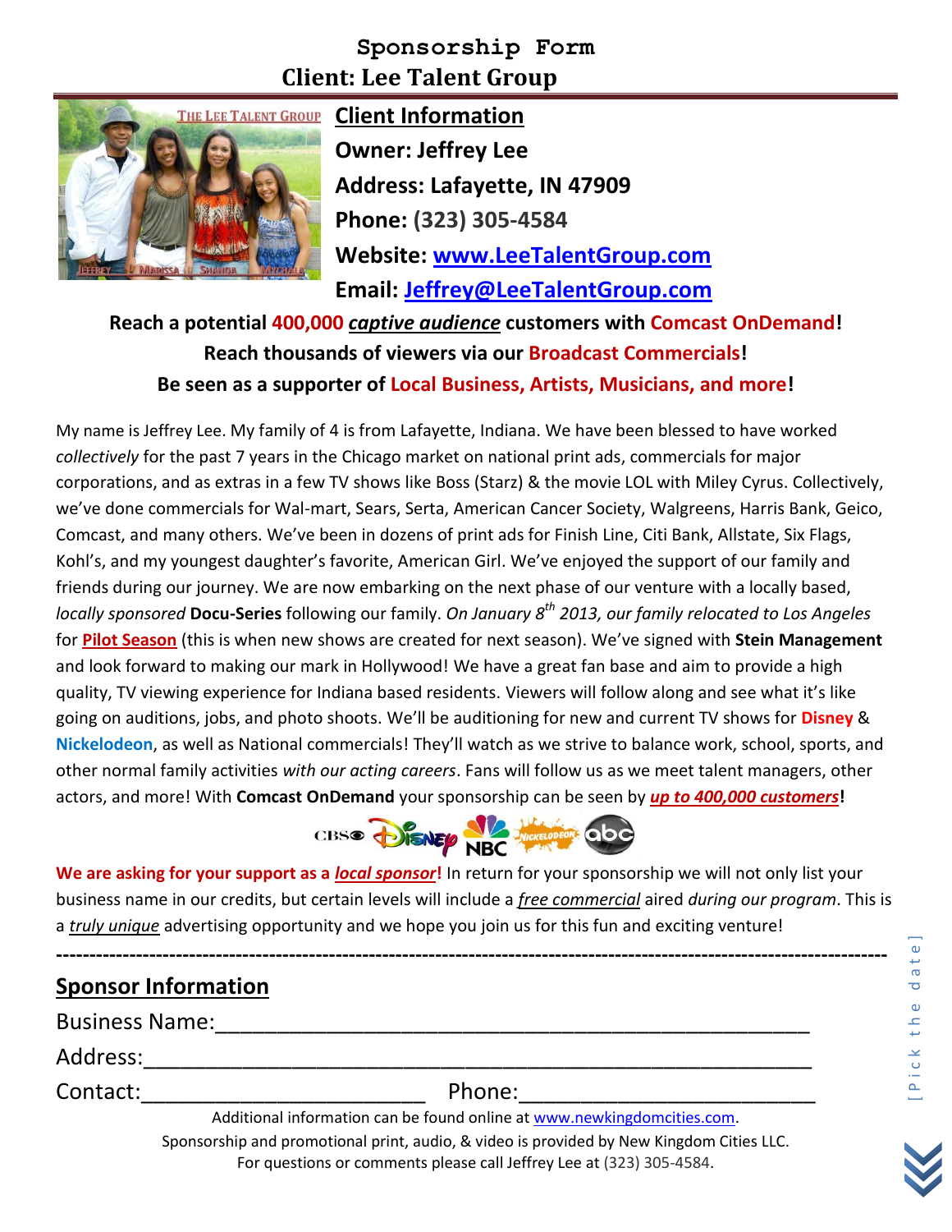# Sponsorship Form

## Client: Lee Talent Group

### Client Information

**Owner: Jeffrey Lee**

**Address: Lafayette, IN 47909**

**Phone: (323) 305-4584**

**Website: www.LeeTalentGroup.com**

**Email: Jeffrey@LeeTalentGroup.com**

**Reach a potential 400,000 *captive audience* customers with Comcast OnDemand!**

**Reach thousands of viewers via our Broadcast Commercials!**

**Be seen as a supporter of Local Business, Artists, Musicians, and more!**

My name is Jeffrey Lee. My family of 4 is from Lafayette, Indiana. We have been blessed to have worked *collectively* for the past 7 years in the Chicago market on national print ads, commercials for major corporations, and as extras in a few TV shows like Boss (Starz) & the movie LOL with Miley Cyrus. Collectively, we've done commercials for Wal-mart, Sears, Serta, American Cancer Society, Walgreens, Harris Bank, Geico, Comcast, and many others. We've been in dozens of print ads for Finish Line, Citi Bank, Allstate, Six Flags, Kohl's, and my youngest daughter's favorite, American Girl. We've enjoyed the support of our family and friends during our journey. We are now embarking on the next phase of our venture with a locally based, *locally sponsored* **Docu-Series** following our family. *On January 8th 2013, our family relocated to Los Angeles* for **Pilot Season** (this is when new shows are created for next season). We've signed with **Stein Management** and look forward to making our mark in Hollywood! We have a great fan base and aim to provide a high quality, TV viewing experience for Indiana based residents. Viewers will follow along and see what it's like going on auditions, jobs, and photo shoots. We'll be auditioning for new and current TV shows for **Disney** & **Nickelodeon**, as well as National commercials! They'll watch as we strive to balance work, school, sports, and other normal family activities *with our acting careers*. Fans will follow us as we meet talent managers, other actors, and more! With **Comcast OnDemand** your sponsorship can be seen by ***up to 400,000 customers*!**

**We are asking for your support as a *local sponsor*!** In return for your sponsorship we will not only list your business name in our credits, but certain levels will include a *free commercial* aired *during our program*. This is a *truly unique* advertising opportunity and we hope you join us for this fun and exciting venture!

---

### Sponsor Information

Business Name:\_\_\_\_\_\_\_\_\_\_\_\_\_\_\_\_\_\_\_\_\_\_\_\_\_\_\_\_\_\_\_\_\_\_\_\_\_\_\_\_\_\_\_\_

Address:\_\_\_\_\_\_\_\_\_\_\_\_\_\_\_\_\_\_\_\_\_\_\_\_\_\_\_\_\_\_\_\_\_\_\_\_\_\_\_\_\_\_\_\_\_\_\_\_

Contact:\_\_\_\_\_\_\_\_\_\_\_\_\_\_\_\_\_\_\_\_\_\_ Phone:\_\_\_\_\_\_\_\_\_\_\_\_\_\_\_\_\_\_\_\_\_\_

Additional information can be found online at www.newkingdomcities.com.
Sponsorship and promotional print, audio, & video is provided by New Kingdom Cities LLC.
For questions or comments please call Jeffrey Lee at (323) 305-4584.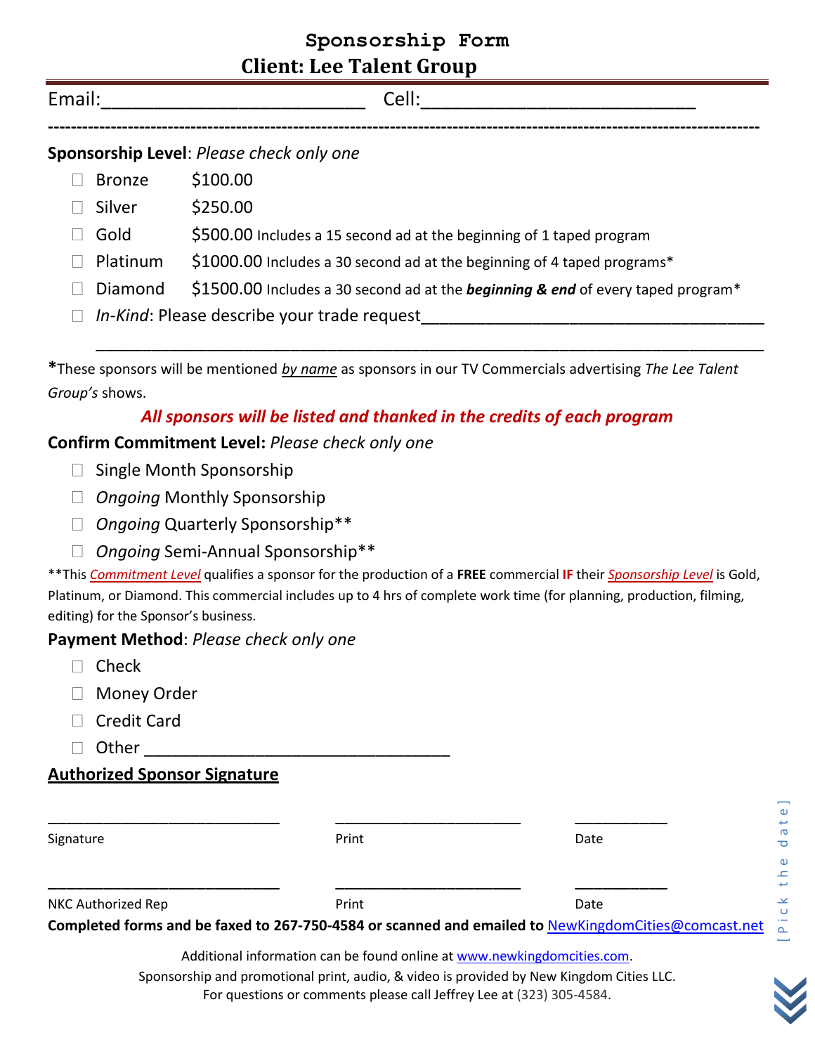# Sponsorship Form

## Client: Lee Talent Group

Email:_________________________ Cell:_________________________

---

**Sponsorship Level**: *Please check only one*

- ☐ Bronze $100.00
- ☐ Silver $250.00
- ☐ Gold $500.00 Includes a 15 second ad at the beginning of 1 taped program
- ☐ Platinum $1000.00 Includes a 30 second ad at the beginning of 4 taped programs*
- ☐ Diamond $1500.00 Includes a 30 second ad at the ***beginning & end*** of every taped program*
- ☐ *In-Kind*: Please describe your trade request_____________________________________

  ___________________________________________________________________________

**\***These sponsors will be mentioned *by name* as sponsors in our TV Commercials advertising *The Lee Talent Group's* shows.

***All sponsors will be listed and thanked in the credits of each program***

**Confirm Commitment Level:** *Please check only one*

- ☐ Single Month Sponsorship
- ☐ *Ongoing* Monthly Sponsorship
- ☐ *Ongoing* Quarterly Sponsorship**
- ☐ *Ongoing* Semi-Annual Sponsorship**

**This *Commitment Level* qualifies a sponsor for the production of a **FREE** commercial **IF** their *Sponsorship Level* is Gold, Platinum, or Diamond. This commercial includes up to 4 hrs of complete work time (for planning, production, filming, editing) for the Sponsor's business.

**Payment Method**: *Please check only one*

- ☐ Check
- ☐ Money Order
- ☐ Credit Card
- ☐ Other _________________________________

**Authorized Sponsor Signature**

___________________________ ______________________ ___________

Signature Print Date

___________________________ ______________________ ___________

NKC Authorized Rep Print Date

**Completed forms and be faxed to 267-750-4584 or scanned and emailed to** NewKingdomCities@comcast.net

[Pick the date]

Additional information can be found online at www.newkingdomcities.com.

Sponsorship and promotional print, audio, & video is provided by New Kingdom Cities LLC.

For questions or comments please call Jeffrey Lee at (323) 305-4584.